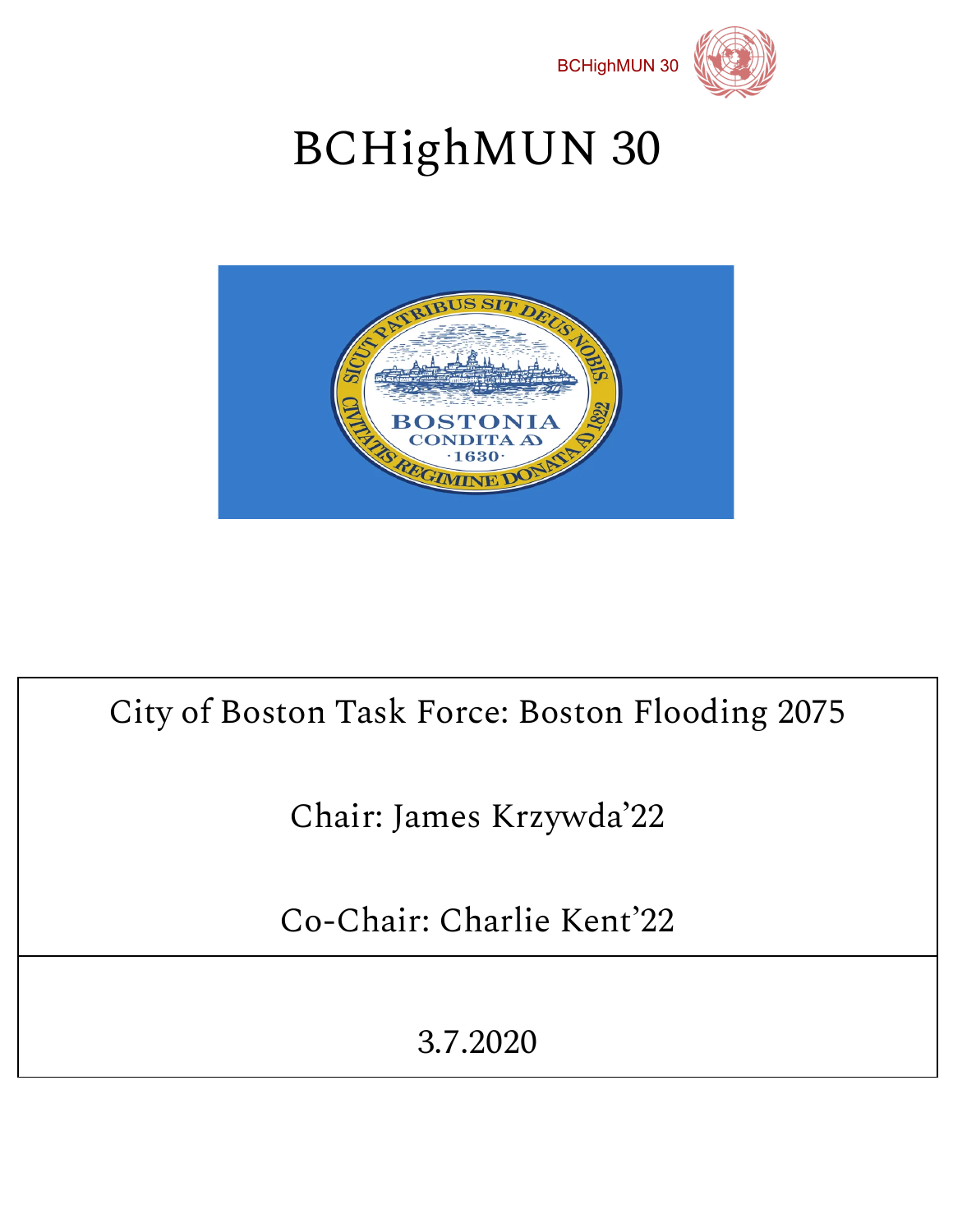# BCHighMUN 30

City of Boston Task Force: Boston Flooding 2075

Chair: James Krzywda'22

Co-Chair: Charlie Kent'22

3.7.2020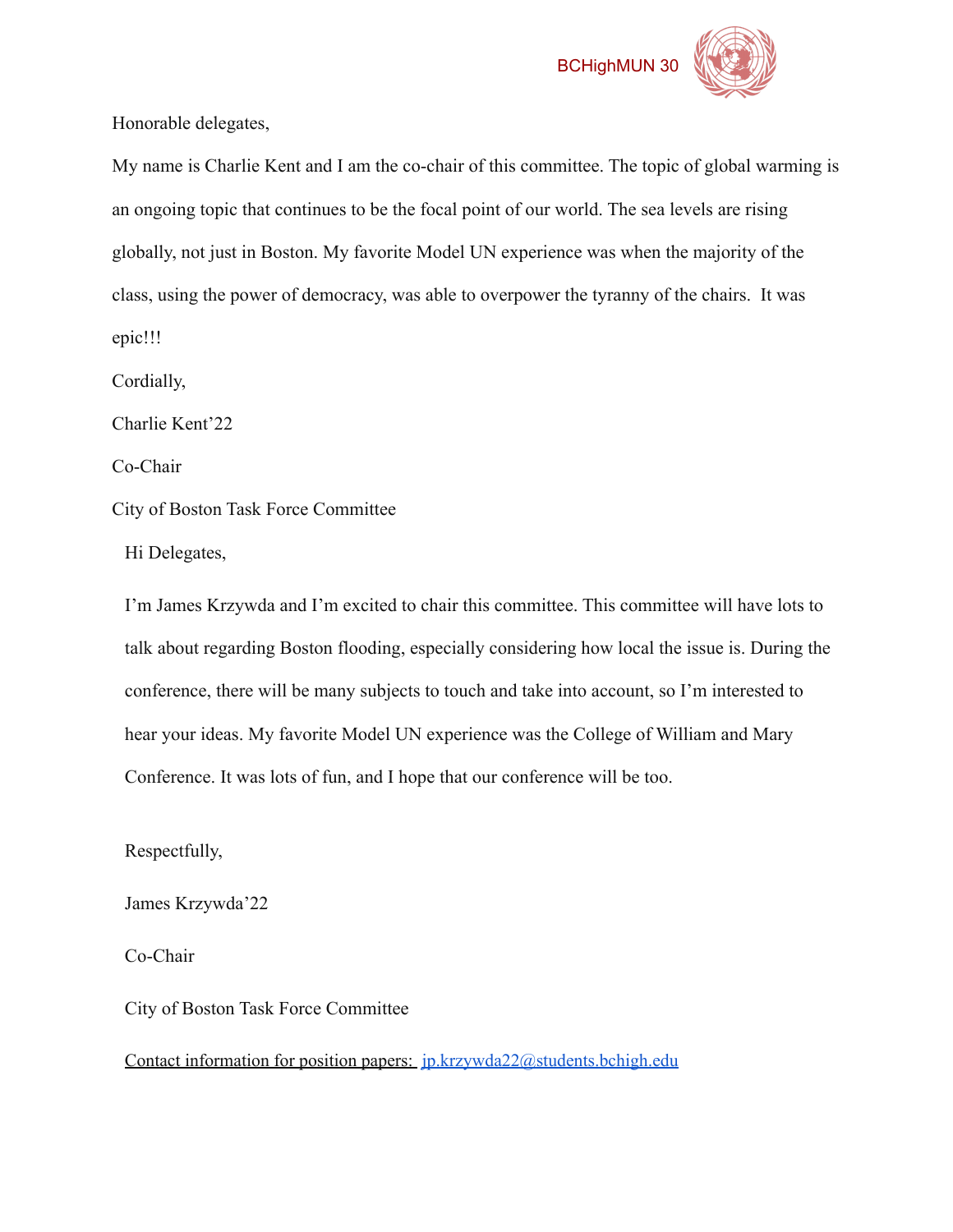Honorable delegates,

My name is Charlie Kent and I am the co-chair of this committee. The topic of global warming is an ongoing topic that continues to be the focal point of our world. The sea levels are rising globally, not just in Boston. My favorite Model UN experience was when the majority of the class, using the power of democracy, was able to overpower the tyranny of the chairs. It was epic!!!

Cordially,

Charlie Kent'22

Co-Chair

City of Boston Task Force Committee

Hi Delegates,

I'm James Krzywda and I'm excited to chair this committee. This committee will have lots to talk about regarding Boston flooding, especially considering how local the issue is. During the conference, there will be many subjects to touch and take into account, so I'm interested to hear your ideas. My favorite Model UN experience was the College of William and Mary Conference. It was lots of fun, and I hope that our conference will be too.

Respectfully,

James Krzywda'22

Co-Chair

City of Boston Task Force Committee

Contact information for position papers: jp.krzywda22@students.bchigh.edu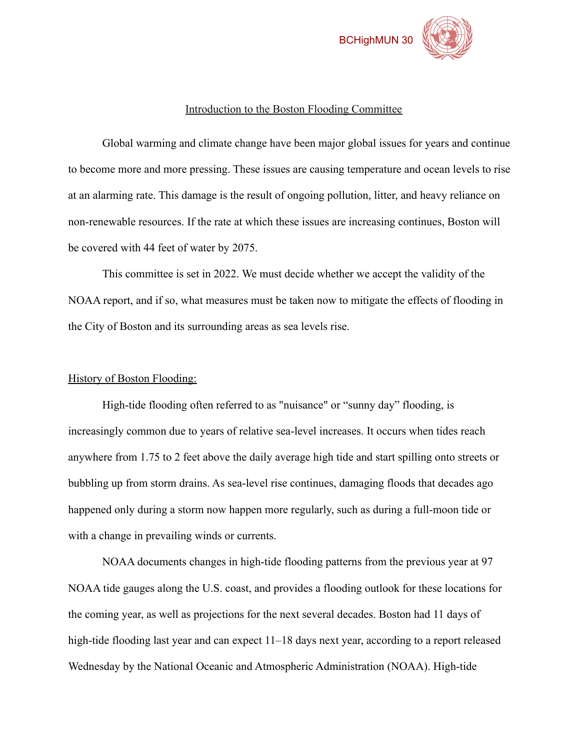## Introduction to the Boston Flooding Committee

Global warming and climate change have been major global issues for years and continue to become more and more pressing. These issues are causing temperature and ocean levels to rise at an alarming rate. This damage is the result of ongoing pollution, litter, and heavy reliance on non-renewable resources. If the rate at which these issues are increasing continues, Boston will be covered with 44 feet of water by 2075.

This committee is set in 2022. We must decide whether we accept the validity of the NOAA report, and if so, what measures must be taken now to mitigate the effects of flooding in the City of Boston and its surrounding areas as sea levels rise.

### History of Boston Flooding:

High-tide flooding often referred to as "nuisance" or "sunny day" flooding, is increasingly common due to years of relative sea-level increases. It occurs when tides reach anywhere from 1.75 to 2 feet above the daily average high tide and start spilling onto streets or bubbling up from storm drains. As sea-level rise continues, damaging floods that decades ago happened only during a storm now happen more regularly, such as during a full-moon tide or with a change in prevailing winds or currents.

NOAA documents changes in high-tide flooding patterns from the previous year at 97 NOAA tide gauges along the U.S. coast, and provides a flooding outlook for these locations for the coming year, as well as projections for the next several decades. Boston had 11 days of high-tide flooding last year and can expect 11–18 days next year, according to a report released Wednesday by the National Oceanic and Atmospheric Administration (NOAA). High-tide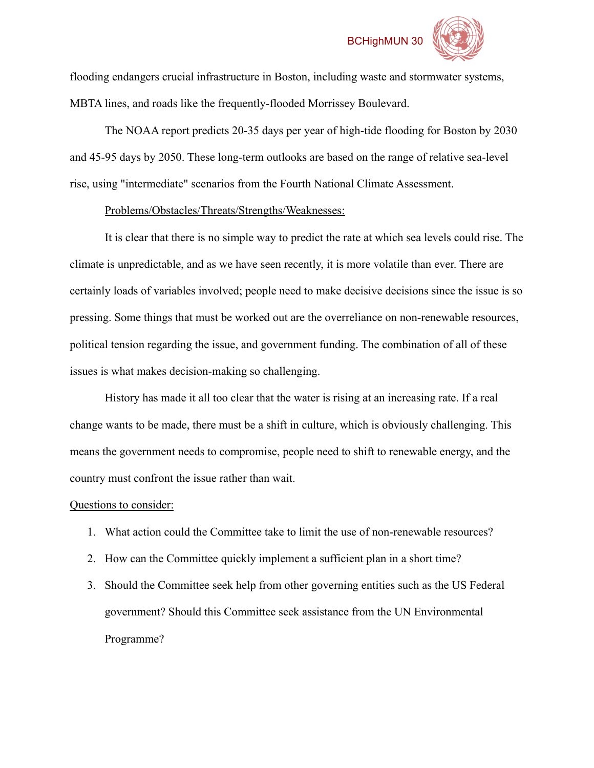flooding endangers crucial infrastructure in Boston, including waste and stormwater systems, MBTA lines, and roads like the frequently-flooded Morrissey Boulevard.

The NOAA report predicts 20-35 days per year of high-tide flooding for Boston by 2030 and 45-95 days by 2050. These long-term outlooks are based on the range of relative sea-level rise, using "intermediate" scenarios from the Fourth National Climate Assessment.

<u>Problems/Obstacles/Threats/Strengths/Weaknesses:</u>

It is clear that there is no simple way to predict the rate at which sea levels could rise. The climate is unpredictable, and as we have seen recently, it is more volatile than ever. There are certainly loads of variables involved; people need to make decisive decisions since the issue is so pressing. Some things that must be worked out are the overreliance on non-renewable resources, political tension regarding the issue, and government funding. The combination of all of these issues is what makes decision-making so challenging.

History has made it all too clear that the water is rising at an increasing rate. If a real change wants to be made, there must be a shift in culture, which is obviously challenging. This means the government needs to compromise, people need to shift to renewable energy, and the country must confront the issue rather than wait.

<u>Questions to consider:</u>

1. What action could the Committee take to limit the use of non-renewable resources?
2. How can the Committee quickly implement a sufficient plan in a short time?
3. Should the Committee seek help from other governing entities such as the US Federal government? Should this Committee seek assistance from the UN Environmental Programme?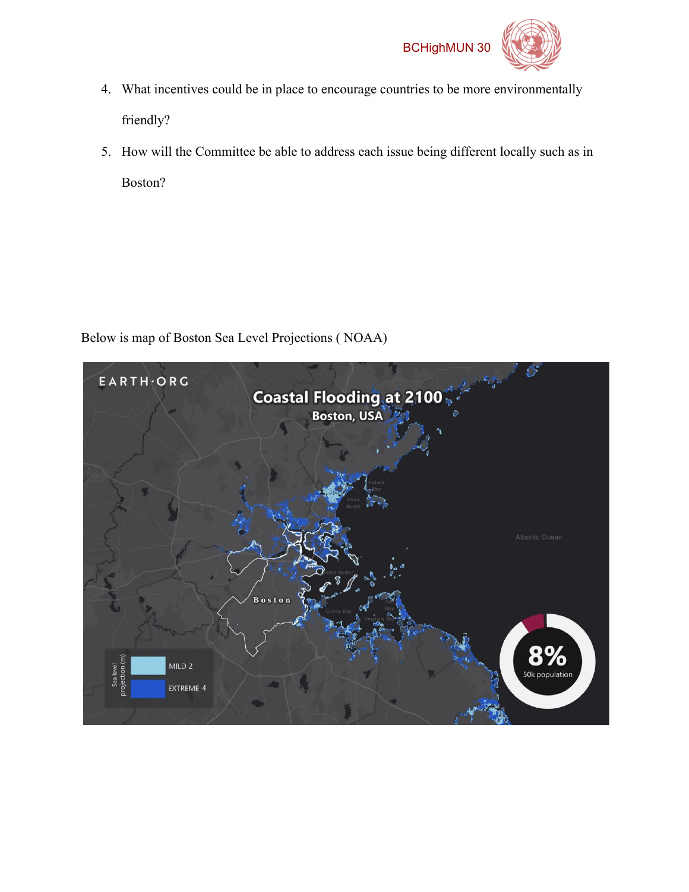4. What incentives could be in place to encourage countries to be more environmentally friendly?
5. How will the Committee be able to address each issue being different locally such as in Boston?

Below is map of Boston Sea Level Projections ( NOAA)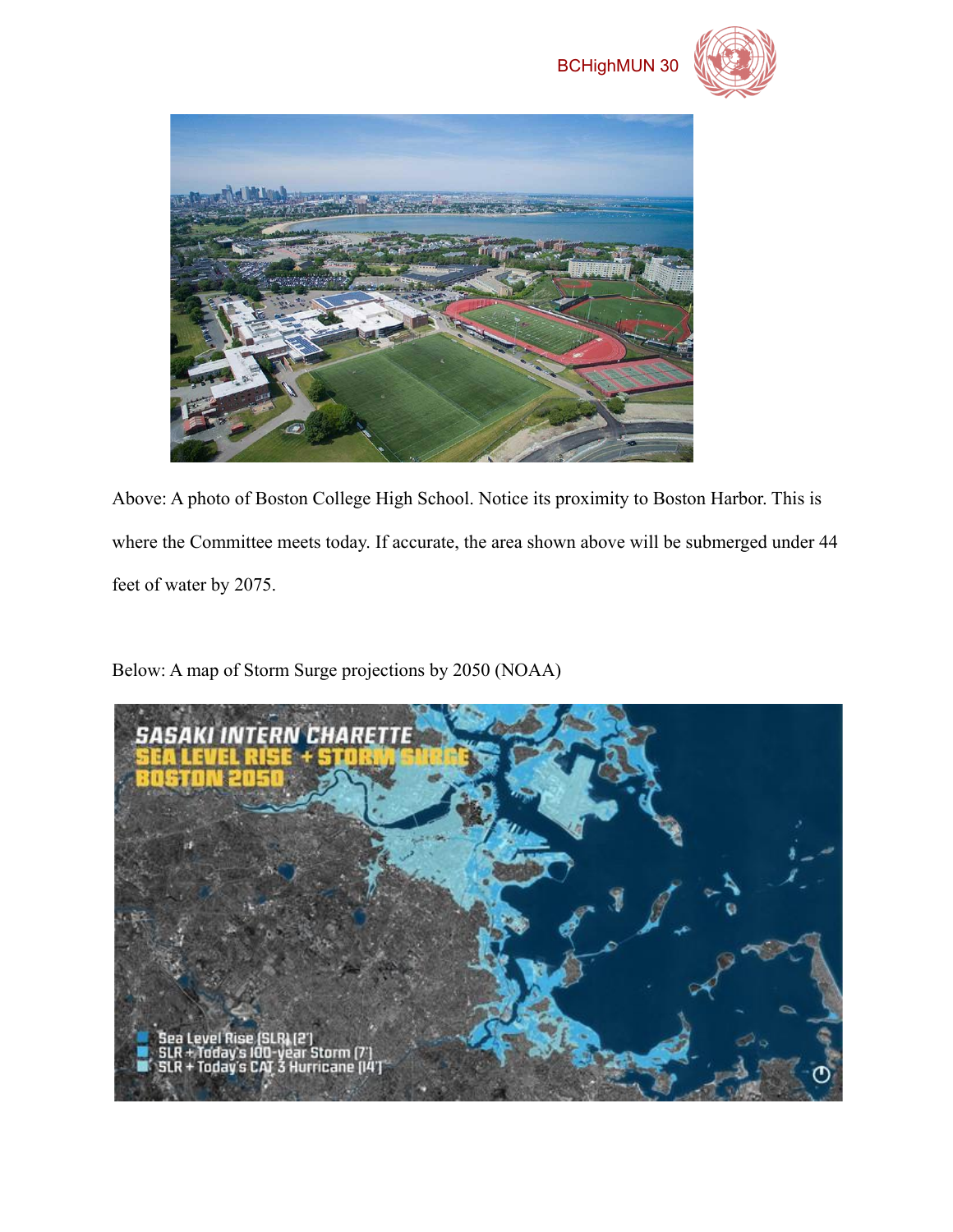Above: A photo of Boston College High School. Notice its proximity to Boston Harbor. This is where the Committee meets today. If accurate, the area shown above will be submerged under 44 feet of water by 2075.

Below: A map of Storm Surge projections by 2050 (NOAA)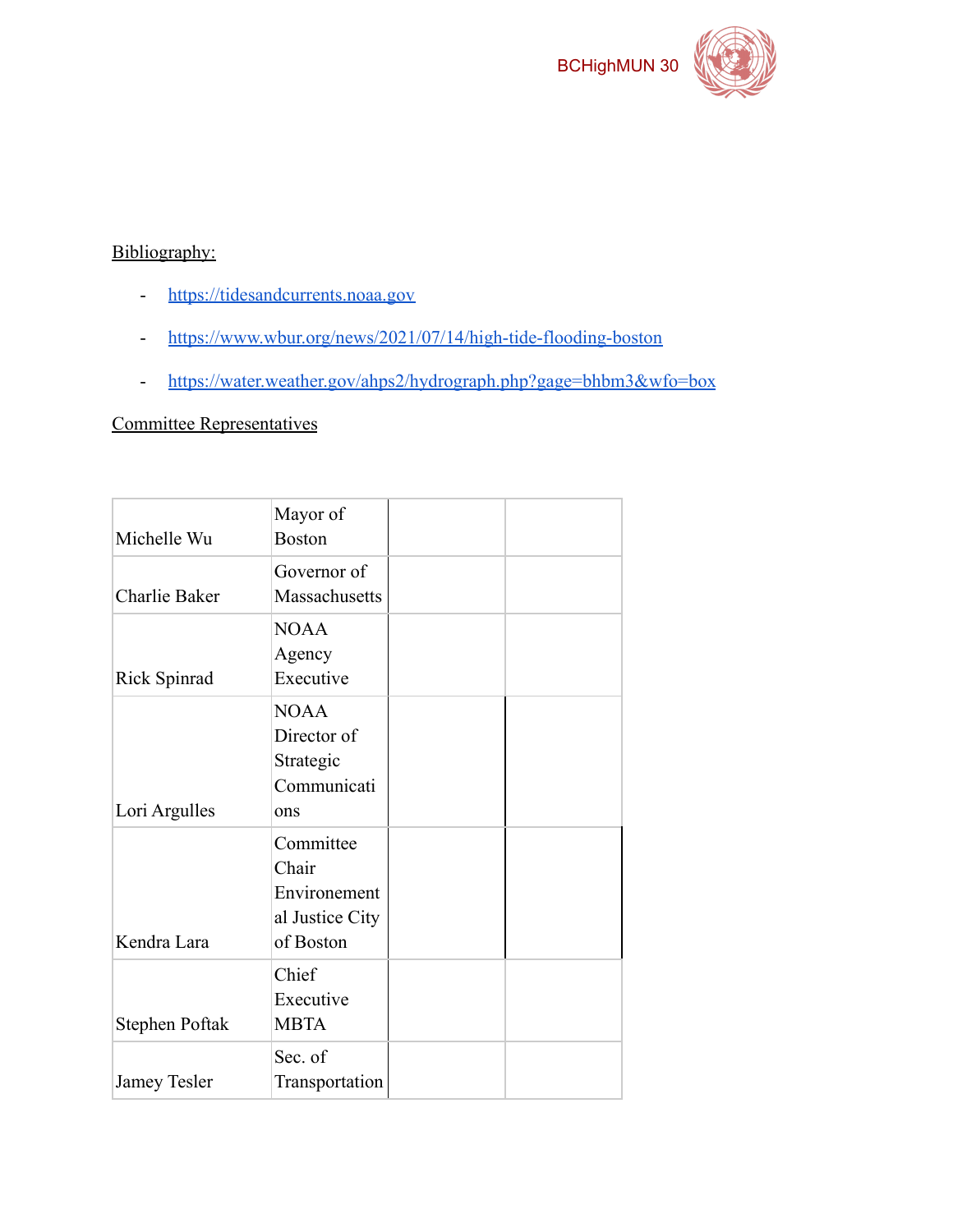Bibliography:

- https://tidesandcurrents.noaa.gov
- https://www.wbur.org/news/2021/07/14/high-tide-flooding-boston
- https://water.weather.gov/ahps2/hydrograph.php?gage=bhbm3&wfo=box

Committee Representatives

| | | | |
|---|---|---|---|
| Michelle Wu | Mayor of Boston | | |
| Charlie Baker | Governor of Massachusetts | | |
| Rick Spinrad | NOAA Agency Executive | | |
| Lori Argulles | NOAA Director of Strategic Communications | | |
| Kendra Lara | Committee Chair Environemental Justice City of Boston | | |
| Stephen Poftak | Chief Executive MBTA | | |
| Jamey Tesler | Sec. of Transportation | | |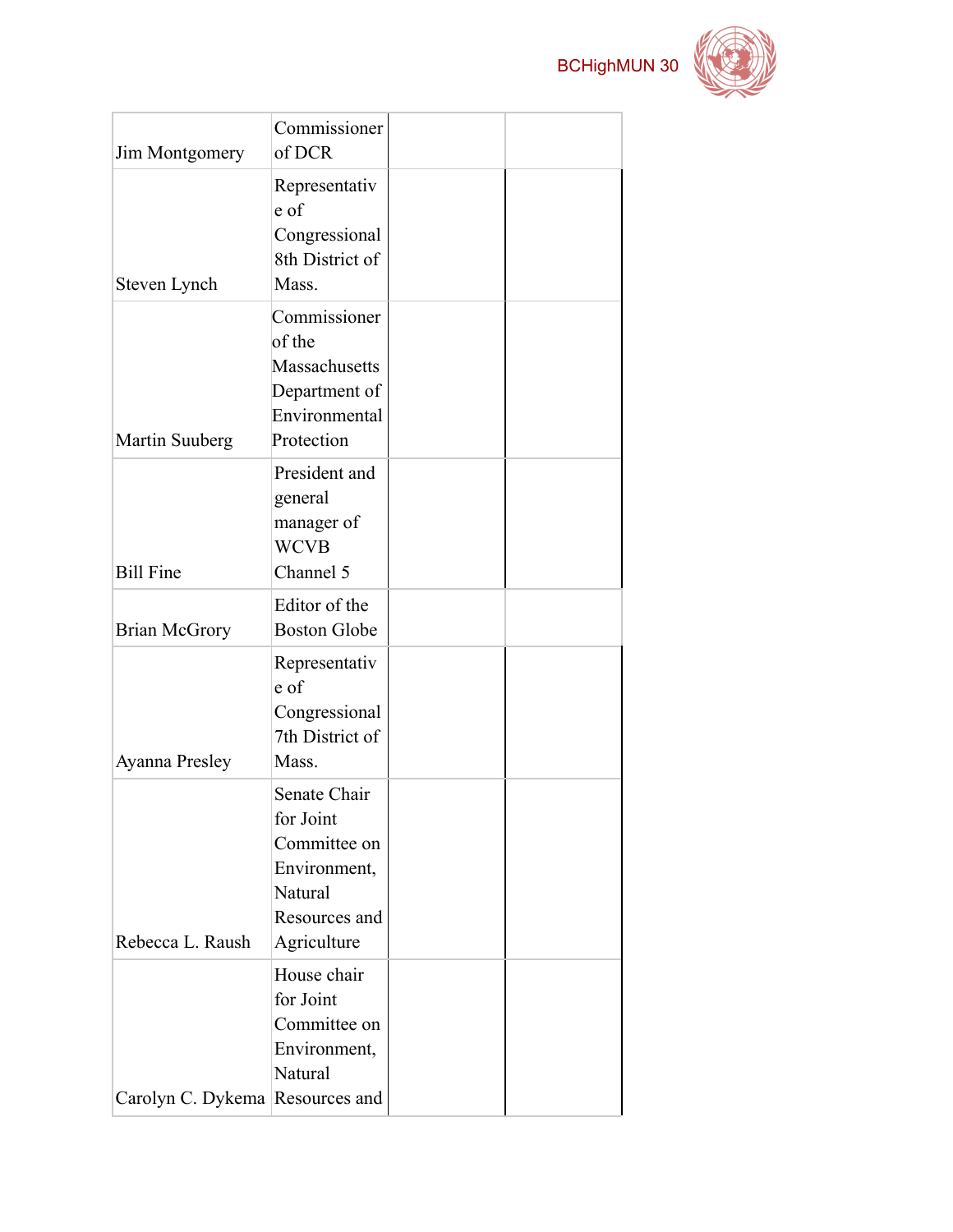| | | | |
|---|---|---|---|
| Jim Montgomery | Commissioner of DCR | | |
| Steven Lynch | Representative of Congressional 8th District of Mass. | | |
| Martin Suuberg | Commissioner of the Massachusetts Department of Environmental Protection | | |
| Bill Fine | President and general manager of WCVB Channel 5 | | |
| Brian McGrory | Editor of the Boston Globe | | |
| Ayanna Presley | Representative of Congressional 7th District of Mass. | | |
| Rebecca L. Raush | Senate Chair for Joint Committee on Environment, Natural Resources and Agriculture | | |
| Carolyn C. Dykema | House chair for Joint Committee on Environment, Natural Resources and | | |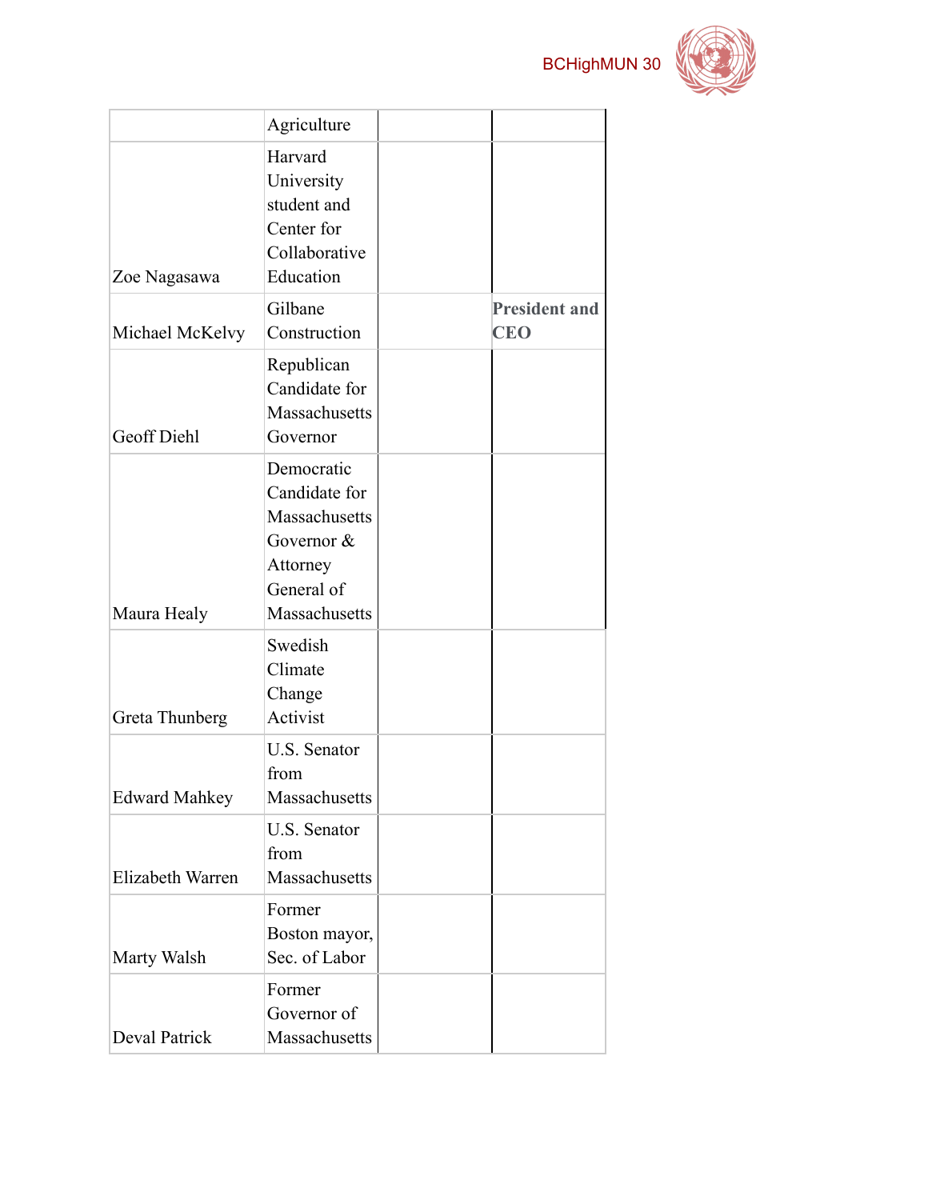| | | | |
|---|---|---|---|
| | Agriculture | | |
| Zoe Nagasawa | Harvard University student and Center for Collaborative Education | | |
| Michael McKelvy | Gilbane Construction | | **President and CEO** |
| Geoff Diehl | Republican Candidate for Massachusetts Governor | | |
| Maura Healy | Democratic Candidate for Massachusetts Governor & Attorney General of Massachusetts | | |
| Greta Thunberg | Swedish Climate Change Activist | | |
| Edward Mahkey | U.S. Senator from Massachusetts | | |
| Elizabeth Warren | U.S. Senator from Massachusetts | | |
| Marty Walsh | Former Boston mayor, Sec. of Labor | | |
| Deval Patrick | Former Governor of Massachusetts | | |